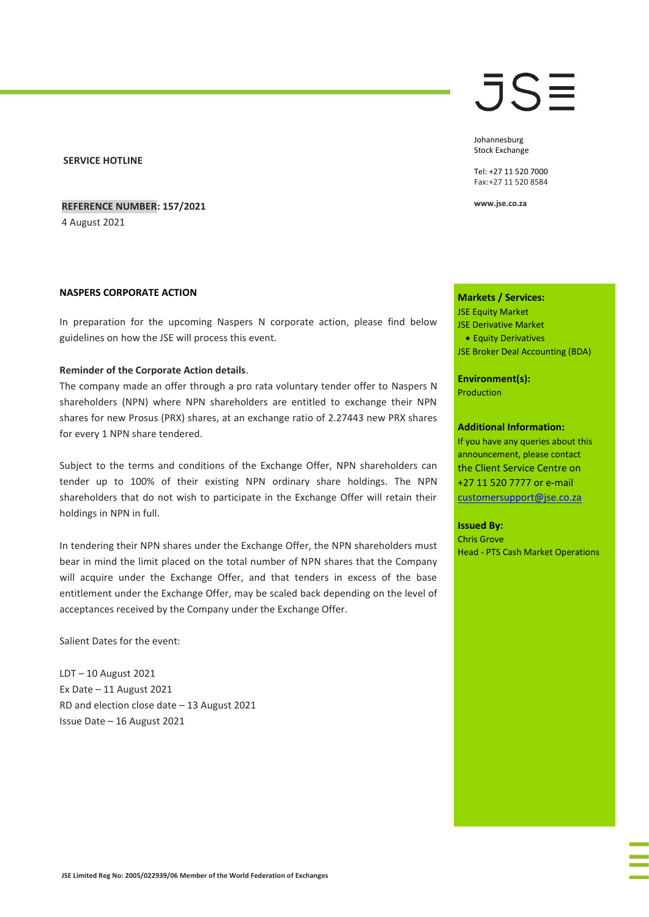JSE

Johannesburg
Stock Exchange

Tel: +27 11 520 7000
Fax: +27 11 520 8584

www.jse.co.za

**SERVICE HOTLINE**

**REFERENCE NUMBER: 157/2021**
4 August 2021

**NASPERS CORPORATE ACTION**

In preparation for the upcoming Naspers N corporate action, please find below guidelines on how the JSE will process this event.

**Reminder of the Corporate Action details**.
The company made an offer through a pro rata voluntary tender offer to Naspers N shareholders (NPN) where NPN shareholders are entitled to exchange their NPN shares for new Prosus (PRX) shares, at an exchange ratio of 2.27443 new PRX shares for every 1 NPN share tendered.

Subject to the terms and conditions of the Exchange Offer, NPN shareholders can tender up to 100% of their existing NPN ordinary share holdings. The NPN shareholders that do not wish to participate in the Exchange Offer will retain their holdings in NPN in full.

In tendering their NPN shares under the Exchange Offer, the NPN shareholders must bear in mind the limit placed on the total number of NPN shares that the Company will acquire under the Exchange Offer, and that tenders in excess of the base entitlement under the Exchange Offer, may be scaled back depending on the level of acceptances received by the Company under the Exchange Offer.

Salient Dates for the event:

LDT – 10 August 2021
Ex Date – 11 August 2021
RD and election close date – 13 August 2021
Issue Date – 16 August 2021

**Markets / Services:**
JSE Equity Market
JSE Derivative Market
- Equity Derivatives

JSE Broker Deal Accounting (BDA)

**Environment(s):**
Production

**Additional Information:**
If you have any queries about this announcement, please contact the Client Service Centre on +27 11 520 7777 or e-mail customersupport@jse.co.za

**Issued By:**
Chris Grove
Head - PTS Cash Market Operations

JSE Limited Reg No: 2005/022939/06 Member of the World Federation of Exchanges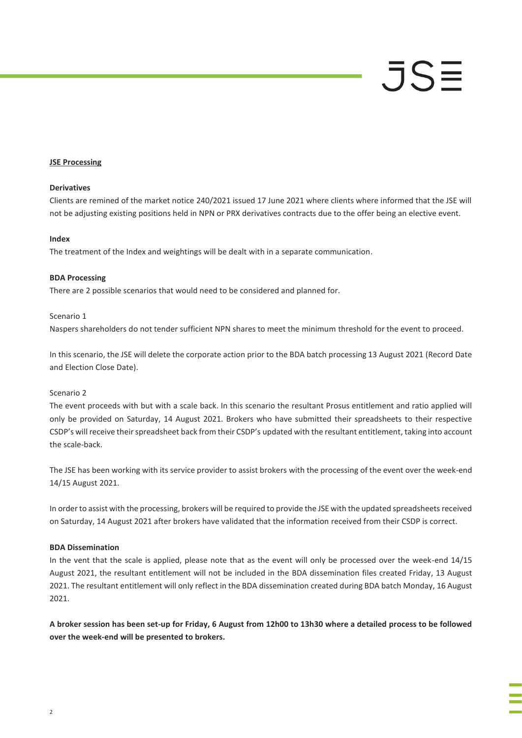**JSE Processing**

**Derivatives**

Clients are remined of the market notice 240/2021 issued 17 June 2021 where clients where informed that the JSE will not be adjusting existing positions held in NPN or PRX derivatives contracts due to the offer being an elective event.

**Index**

The treatment of the Index and weightings will be dealt with in a separate communication.

**BDA Processing**

There are 2 possible scenarios that would need to be considered and planned for.

Scenario 1

Naspers shareholders do not tender sufficient NPN shares to meet the minimum threshold for the event to proceed.

In this scenario, the JSE will delete the corporate action prior to the BDA batch processing 13 August 2021 (Record Date and Election Close Date).

Scenario 2

The event proceeds with but with a scale back. In this scenario the resultant Prosus entitlement and ratio applied will only be provided on Saturday, 14 August 2021. Brokers who have submitted their spreadsheets to their respective CSDP's will receive their spreadsheet back from their CSDP's updated with the resultant entitlement, taking into account the scale-back.

The JSE has been working with its service provider to assist brokers with the processing of the event over the week-end 14/15 August 2021.

In order to assist with the processing, brokers will be required to provide the JSE with the updated spreadsheets received on Saturday, 14 August 2021 after brokers have validated that the information received from their CSDP is correct.

**BDA Dissemination**

In the vent that the scale is applied, please note that as the event will only be processed over the week-end 14/15 August 2021, the resultant entitlement will not be included in the BDA dissemination files created Friday, 13 August 2021. The resultant entitlement will only reflect in the BDA dissemination created during BDA batch Monday, 16 August 2021.

**A broker session has been set-up for Friday, 6 August from 12h00 to 13h30 where a detailed process to be followed over the week-end will be presented to brokers.**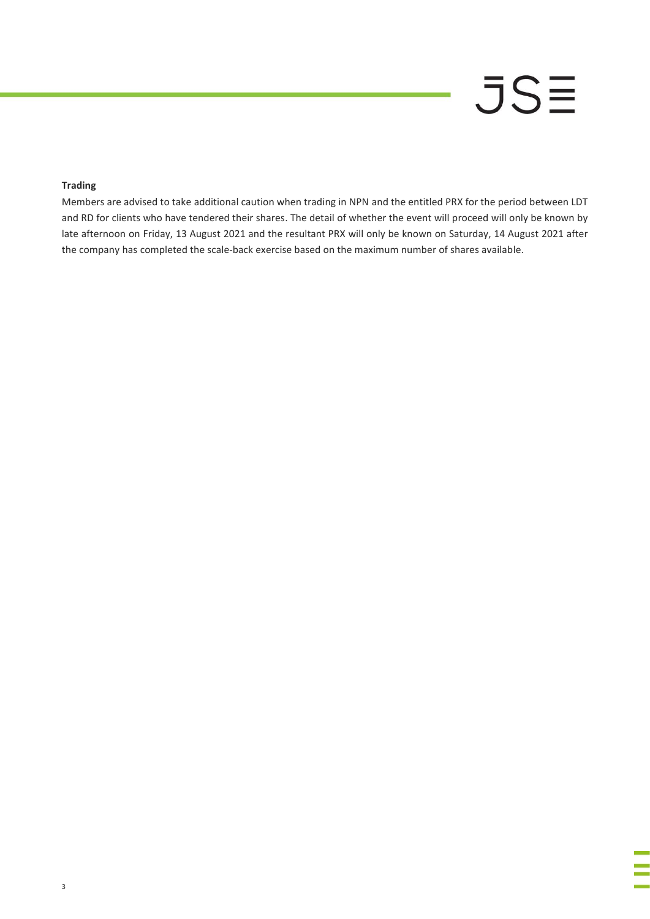**Trading**

Members are advised to take additional caution when trading in NPN and the entitled PRX for the period between LDT and RD for clients who have tendered their shares. The detail of whether the event will proceed will only be known by late afternoon on Friday, 13 August 2021 and the resultant PRX will only be known on Saturday, 14 August 2021 after the company has completed the scale-back exercise based on the maximum number of shares available.